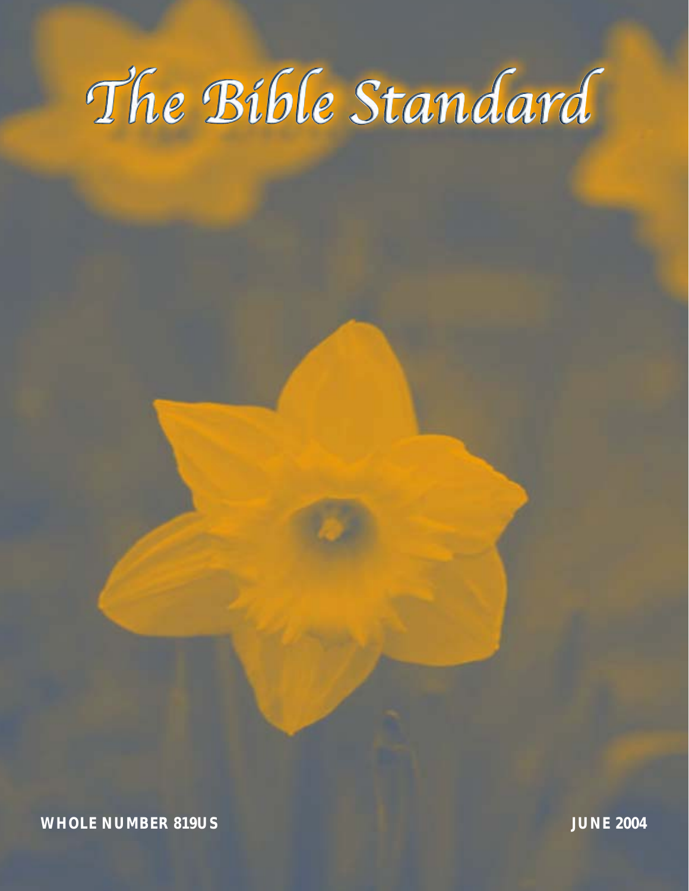# The Bible Standard

**WHOLE NUMBER 819US** **JUNE 2004**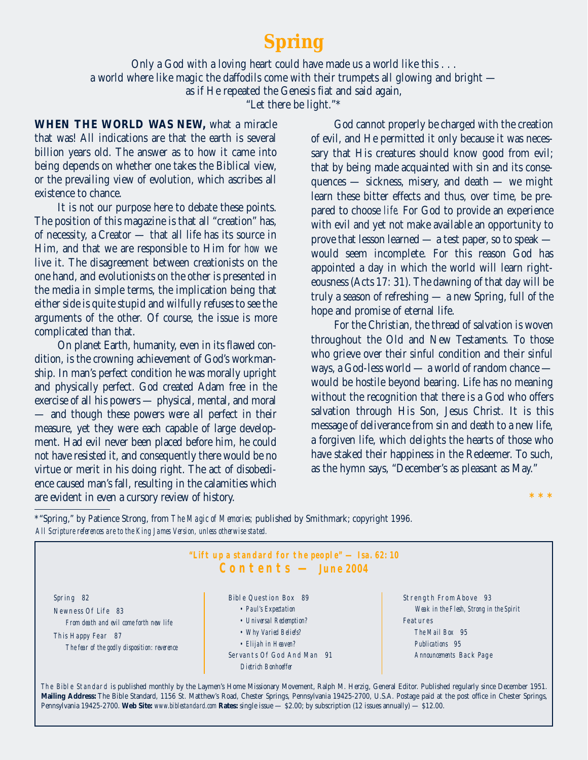# Spring

*Only a God with a loving heart could have made us a world like this . . .*
*a world where like magic the daffodils come with their trumpets all glowing and bright —*
*as if He repeated the Genesis fiat and said again,*
*"Let there be light."\**

**WHEN THE WORLD WAS NEW,** what a miracle that was! All indications are that the earth is several billion years old. The answer as to how it came into being depends on whether one takes the Biblical view, or the prevailing view of evolution, which ascribes all existence to chance.

It is not our purpose here to debate these points. The position of this magazine is that all "creation" has, of necessity, a Creator — that all life has its source in Him, and that we are responsible to Him for *how* we live it. The disagreement between creationists on the one hand, and evolutionists on the other is presented in the media in simple terms, the implication being that either side is quite stupid and wilfully refuses to see the arguments of the other. Of course, the issue is more complicated than that.

On planet Earth, humanity, even in its flawed condition, is the crowning achievement of God's workmanship. In man's perfect condition he was morally upright and physically perfect. God created Adam free in the exercise of all his powers — physical, mental, and moral — and though these powers were all perfect in their measure, yet they were each capable of large development. Had evil never been placed before him, he could not have resisted it, and consequently there would be no virtue or merit in his doing right. The act of disobedience caused man's fall, resulting in the calamities which are evident in even a cursory review of history.

God cannot properly be charged with the creation of evil, and He permitted it only because it was necessary that His creatures should know good from evil; that by being made acquainted with sin and its consequences — sickness, misery, and death — we might learn these bitter effects and thus, over time, be prepared to choose *life.* For God to provide an experience with evil and yet not make available an opportunity to prove that lesson learned — a test paper, so to speak — would seem incomplete. For this reason God has appointed a day in which the world will learn righteousness (Acts 17: 31). The dawning of that day will be truly a season of refreshing — a new Spring, full of the hope and promise of eternal life.

For the Christian, the thread of salvation is woven throughout the Old and New Testaments. To those who grieve over their sinful condition and their sinful ways, a God-less world — a world of random chance — would be hostile beyond bearing. Life has no meaning without the recognition that there is a God who offers salvation through His Son, Jesus Christ. It is this message of deliverance from sin and death to a new life, a forgiven life, which delights the hearts of those who have staked their happiness in the Redeemer. To such, as the hymn says, "December's as pleasant as May."

\* \* \*

\*"Spring," by Patience Strong, from *The Magic of Memories;* published by Smithmark; copyright 1996.
*All Scripture references are to the King James Version, unless otherwise stated.*

---

**"Lift up a standard for the people" — Isa. 62: 10**

## Contents — June 2004

- Spring 82
- Newness Of Life 83
  - *From death and evil come forth new life*
- This Happy Fear 87
  - *The fear of the godly disposition: reverence*
- Bible Question Box 89
  - *Paul's Expectation*
  - *Universal Redemption?*
  - *Why Varied Beliefs?*
  - *Elijah in Heaven?*
- Servants Of God And Man 91
  - *Dietrich Bonhoeffer*
- Strength From Above 93
  - *Weak in the Flesh, Strong in the Spirit*
- Features
  - *The Mail Box* 95
  - *Publications* 95
  - *Announcements* Back Page

*The Bible Standard* is published monthly by the Laymen's Home Missionary Movement, Ralph M. Herzig, General Editor. Published regularly since December 1951. **Mailing Address:** The Bible Standard, 1156 St. Matthew's Road, Chester Springs, Pennsylvania 19425-2700, U.S.A. Postage paid at the post office in Chester Springs, Pennsylvania 19425-2700. **Web Site:** *www.biblestandard.com* **Rates:** single issue — $2.00; by subscription (12 issues annually) — $12.00.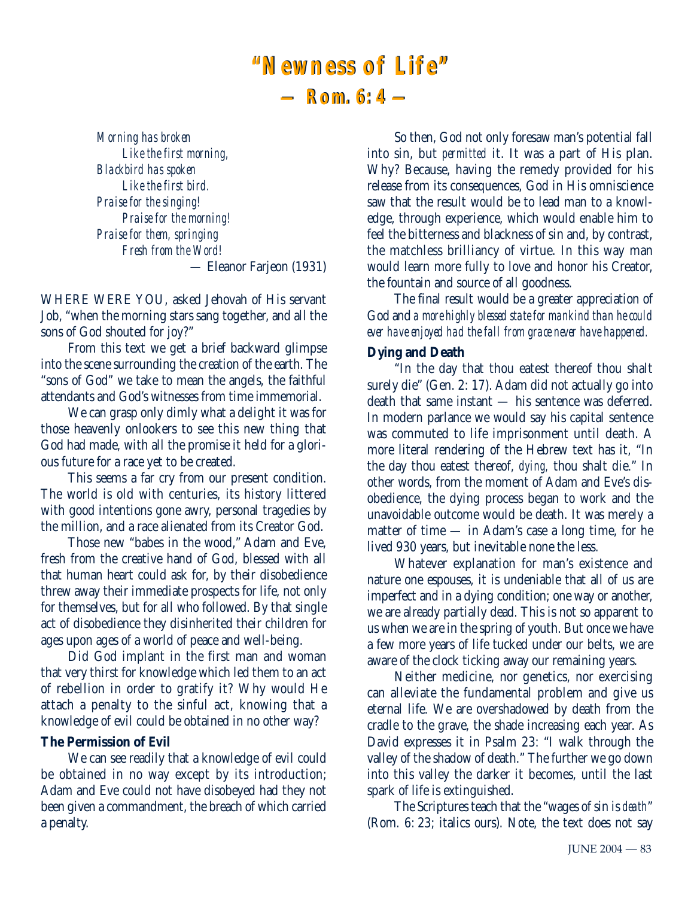# "Newness of Life"

## — Rom. 6: 4 —

*Morning has broken*
*Like the first morning,*
*Blackbird has spoken*
*Like the first bird.*
*Praise for the singing!*
*Praise for the morning!*
*Praise for them, springing*
*Fresh from the Word!*

— Eleanor Farjeon (1931)

WHERE WERE YOU, asked Jehovah of His servant Job, "when the morning stars sang together, and all the sons of God shouted for joy?"

From this text we get a brief backward glimpse into the scene surrounding the creation of the earth. The "sons of God" we take to mean the angels, the faithful attendants and God's witnesses from time immemorial.

We can grasp only dimly what a delight it was for those heavenly onlookers to see this new thing that God had made, with all the promise it held for a glorious future for a race yet to be created.

This seems a far cry from our present condition. The world is old with centuries, its history littered with good intentions gone awry, personal tragedies by the million, and a race alienated from its Creator God.

Those new "babes in the wood," Adam and Eve, fresh from the creative hand of God, blessed with all that human heart could ask for, by their disobedience threw away their immediate prospects for life, not only for themselves, but for all who followed. By that single act of disobedience they disinherited their children for ages upon ages of a world of peace and well-being.

Did God implant in the first man and woman that very thirst for knowledge which led them to an act of rebellion in order to gratify it? Why would He attach a penalty to the sinful act, knowing that a knowledge of evil could be obtained in no other way?

### The Permission of Evil

We can see readily that a knowledge of evil could be obtained in no way except by its introduction; Adam and Eve could not have disobeyed had they not been given a commandment, the breach of which carried a penalty.

So then, God not only foresaw man's potential fall into sin, but *permitted* it. It was a part of His plan. Why? Because, having the remedy provided for his release from its consequences, God in His omniscience saw that the result would be to lead man to a knowledge, through experience, which would enable him to feel the bitterness and blackness of sin and, by contrast, the matchless brilliancy of virtue. In this way man would learn more fully to love and honor his Creator, the fountain and source of all goodness.

The final result would be a greater appreciation of God and *a more highly blessed state for mankind than he could ever have enjoyed had the fall from grace never have happened.*

### Dying and Death

"In the day that thou eatest thereof thou shalt surely die" (Gen. 2: 17). Adam did not actually go into death that same instant — his sentence was deferred. In modern parlance we would say his capital sentence was commuted to life imprisonment until death. A more literal rendering of the Hebrew text has it, "In the day thou eatest thereof, *dying,* thou shalt die." In other words, from the moment of Adam and Eve's disobedience, the dying process began to work and the unavoidable outcome would be death. It was merely a matter of time — in Adam's case a long time, for he lived 930 years, but inevitable none the less.

Whatever explanation for man's existence and nature one espouses, it is undeniable that all of us are imperfect and in a dying condition; one way or another, we are already partially dead. This is not so apparent to us when we are in the spring of youth. But once we have a few more years of life tucked under our belts, we are aware of the clock ticking away our remaining years.

Neither medicine, nor genetics, nor exercising can alleviate the fundamental problem and give us eternal life. We are overshadowed by death from the cradle to the grave, the shade increasing each year. As David expresses it in Psalm 23: "I walk through the valley of the shadow of death." The further we go down into this valley the darker it becomes, until the last spark of life is extinguished.

The Scriptures teach that the "wages of sin is *death*" (Rom. 6: 23; italics ours). Note, the text does not say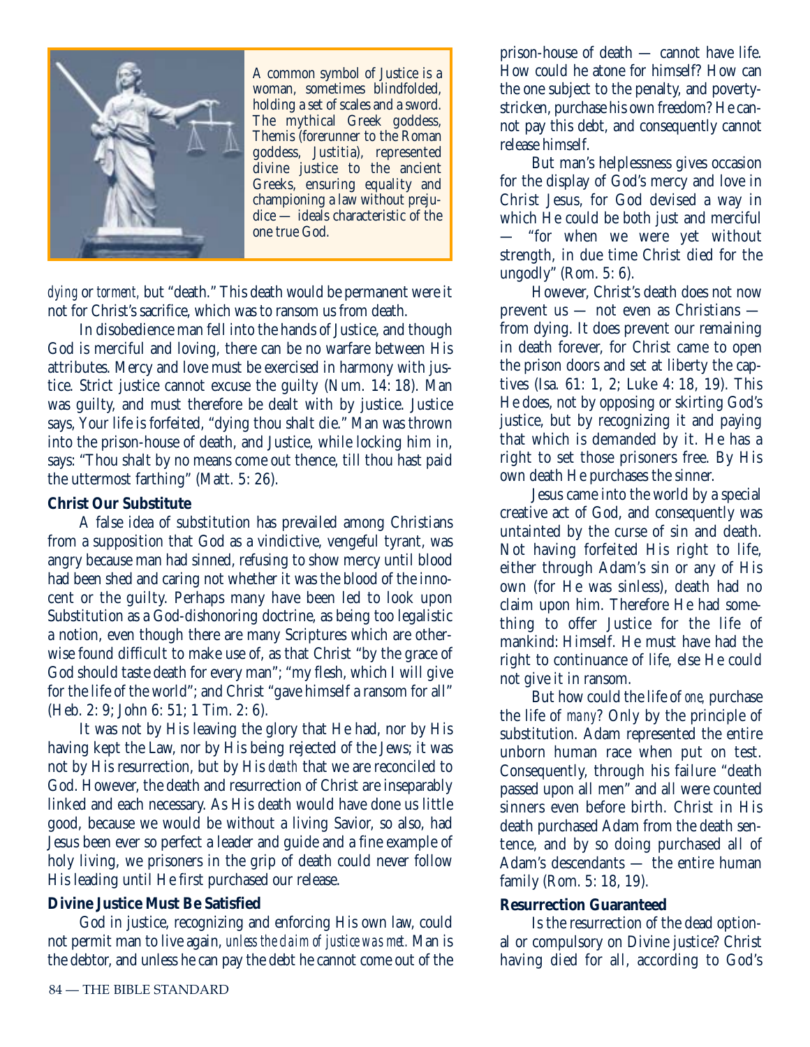A common symbol of Justice is a woman, sometimes blindfolded, holding a set of scales and a sword. The mythical Greek goddess, Themis (forerunner to the Roman goddess, Justitia), represented divine justice to the ancient Greeks, ensuring equality and championing a law without prejudice — ideals characteristic of the one true God.

*dying* or *torment,* but "death." This death would be permanent were it not for Christ's sacrifice, which was to ransom us from death.

In disobedience man fell into the hands of Justice, and though God is merciful and loving, there can be no warfare between His attributes. Mercy and love must be exercised in harmony with justice. Strict justice cannot excuse the guilty (Num. 14: 18). Man was guilty, and must therefore be dealt with by justice. Justice says, Your life is forfeited, "dying thou shalt die." Man was thrown into the prison-house of death, and Justice, while locking him in, says: "Thou shalt by no means come out thence, till thou hast paid the uttermost farthing" (Matt. 5: 26).

**Christ Our Substitute**

A false idea of substitution has prevailed among Christians from a supposition that God as a vindictive, vengeful tyrant, was angry because man had sinned, refusing to show mercy until blood had been shed and caring not whether it was the blood of the innocent or the guilty. Perhaps many have been led to look upon Substitution as a God-dishonoring doctrine, as being too legalistic a notion, even though there are many Scriptures which are otherwise found difficult to make use of, as that Christ "by the grace of God should taste death for every man"; "my flesh, which I will give for the life of the world"; and Christ "gave himself a ransom for all" (Heb. 2: 9; John 6: 51; 1 Tim. 2: 6).

It was not by His leaving the glory that He had, nor by His having kept the Law, nor by His being rejected of the Jews; it was not by His resurrection, but by His *death* that we are reconciled to God. However, the death and resurrection of Christ are inseparably linked and each necessary. As His death would have done us little good, because we would be without a living Savior, so also, had Jesus been ever so perfect a leader and guide and a fine example of holy living, we prisoners in the grip of death could never follow His leading until He first purchased our release.

**Divine Justice Must Be Satisfied**

God in justice, recognizing and enforcing His own law, could not permit man to live again, *unless the claim of justice was met.* Man is the debtor, and unless he can pay the debt he cannot come out of the prison-house of death — cannot have life. How could he atone for himself? How can the one subject to the penalty, and poverty-stricken, purchase his own freedom? He cannot pay this debt, and consequently cannot release himself.

But man's helplessness gives occasion for the display of God's mercy and love in Christ Jesus, for God devised a way in which He could be both just and merciful — "for when we were yet without strength, in due time Christ died for the ungodly" (Rom. 5: 6).

However, Christ's death does not now prevent us — not even as Christians — from dying. It does prevent our remaining in death forever, for Christ came to open the prison doors and set at liberty the captives (Isa. 61: 1, 2; Luke 4: 18, 19). This He does, not by opposing or skirting God's justice, but by recognizing it and paying that which is demanded by it. He has a right to set those prisoners free. By His own death He purchases the sinner.

Jesus came into the world by a special creative act of God, and consequently was untainted by the curse of sin and death. Not having forfeited His right to life, either through Adam's sin or any of His own (for He was sinless), death had no claim upon him. Therefore He had something to offer Justice for the life of mankind: Himself. He must have had the right to continuance of life, else He could not give it in ransom.

But how could the life of *one,* purchase the life of *many*? Only by the principle of substitution. Adam represented the entire unborn human race when put on test. Consequently, through his failure "death passed upon all men" and all were counted sinners even before birth. Christ in His death purchased Adam from the death sentence, and by so doing purchased all of Adam's descendants — the entire human family (Rom. 5: 18, 19).

**Resurrection Guaranteed**

Is the resurrection of the dead optional or compulsory on Divine justice? Christ having died for all, according to God's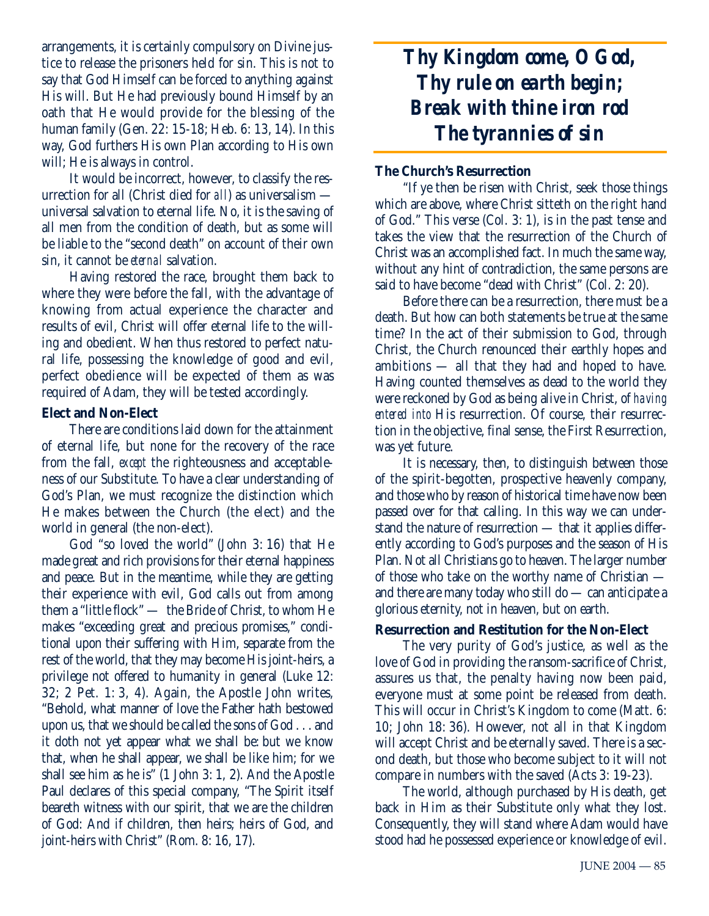arrangements, it is certainly compulsory on Divine justice to release the prisoners held for sin. This is not to say that God Himself can be forced to anything against His will. But He had previously bound Himself by an oath that He would provide for the blessing of the human family (Gen. 22: 15-18; Heb. 6: 13, 14). In this way, God furthers His own Plan according to His own will; He is always in control.

It would be incorrect, however, to classify the resurrection for all (Christ died for *all*) as universalism — universal salvation to eternal life. No, it is the saving of all men from the condition of death, but as some will be liable to the "second death" on account of their own sin, it cannot be *eternal* salvation.

Having restored the race, brought them back to where they were before the fall, with the advantage of knowing from actual experience the character and results of evil, Christ will offer eternal life to the willing and obedient. When thus restored to perfect natural life, possessing the knowledge of good and evil, perfect obedience will be expected of them as was required of Adam, they will be tested accordingly.

**Elect and Non-Elect**

There are conditions laid down for the attainment of eternal life, but none for the recovery of the race from the fall, *except* the righteousness and acceptableness of our Substitute. To have a clear understanding of God's Plan, we must recognize the distinction which He makes between the Church (the elect) and the world in general (the non-elect).

God "so loved the world" (John 3: 16) that He made great and rich provisions for their eternal happiness and peace. But in the meantime, while they are getting their experience with evil, God calls out from among them a "little flock" — the Bride of Christ, to whom He makes "exceeding great and precious promises," conditional upon their suffering with Him, separate from the rest of the world, that they may become His joint-heirs, a privilege not offered to humanity in general (Luke 12: 32; 2 Pet. 1: 3, 4). Again, the Apostle John writes, "Behold, what manner of love the Father hath bestowed upon us, that we should be called the sons of God . . . and it doth not yet appear what we shall be: but we know that, when he shall appear, we shall be like him; for we shall see him as he is" (1 John 3: 1, 2). And the Apostle Paul declares of this special company, "The Spirit itself beareth witness with our spirit, that we are the children of God: And if children, then heirs; heirs of God, and joint-heirs with Christ" (Rom. 8: 16, 17).

***Thy Kingdom come, O God,***
***Thy rule on earth begin;***
***Break with thine iron rod***
***The tyrannies of sin***

**The Church's Resurrection**

"If ye then be risen with Christ, seek those things which are above, where Christ sitteth on the right hand of God." This verse (Col. 3: 1), is in the past tense and takes the view that the resurrection of the Church of Christ was an accomplished fact. In much the same way, without any hint of contradiction, the same persons are said to have become "dead with Christ" (Col. 2: 20).

Before there can be a resurrection, there must be a death. But how can both statements be true at the same time? In the act of their submission to God, through Christ, the Church renounced their earthly hopes and ambitions — all that they had and hoped to have. Having counted themselves as dead to the world they were reckoned by God as being alive in Christ, of *having entered into* His resurrection. Of course, their resurrection in the objective, final sense, the First Resurrection, was yet future.

It is necessary, then, to distinguish between those of the spirit-begotten, prospective heavenly company, and those who by reason of historical time have now been passed over for that calling. In this way we can understand the nature of resurrection — that it applies differently according to God's purposes and the season of His Plan. Not all Christians go to heaven. The larger number of those who take on the worthy name of Christian — and there are many today who still do — can anticipate a glorious eternity, not in heaven, but on earth.

**Resurrection and Restitution for the Non-Elect**

The very purity of God's justice, as well as the love of God in providing the ransom-sacrifice of Christ, assures us that, the penalty having now been paid, everyone must at some point be released from death. This will occur in Christ's Kingdom to come (Matt. 6: 10; John 18: 36). However, not all in that Kingdom will accept Christ and be eternally saved. There is a second death, but those who become subject to it will not compare in numbers with the saved (Acts 3: 19-23).

The world, although purchased by His death, get back in Him as their Substitute only what they lost. Consequently, they will stand where Adam would have stood had he possessed experience or knowledge of evil.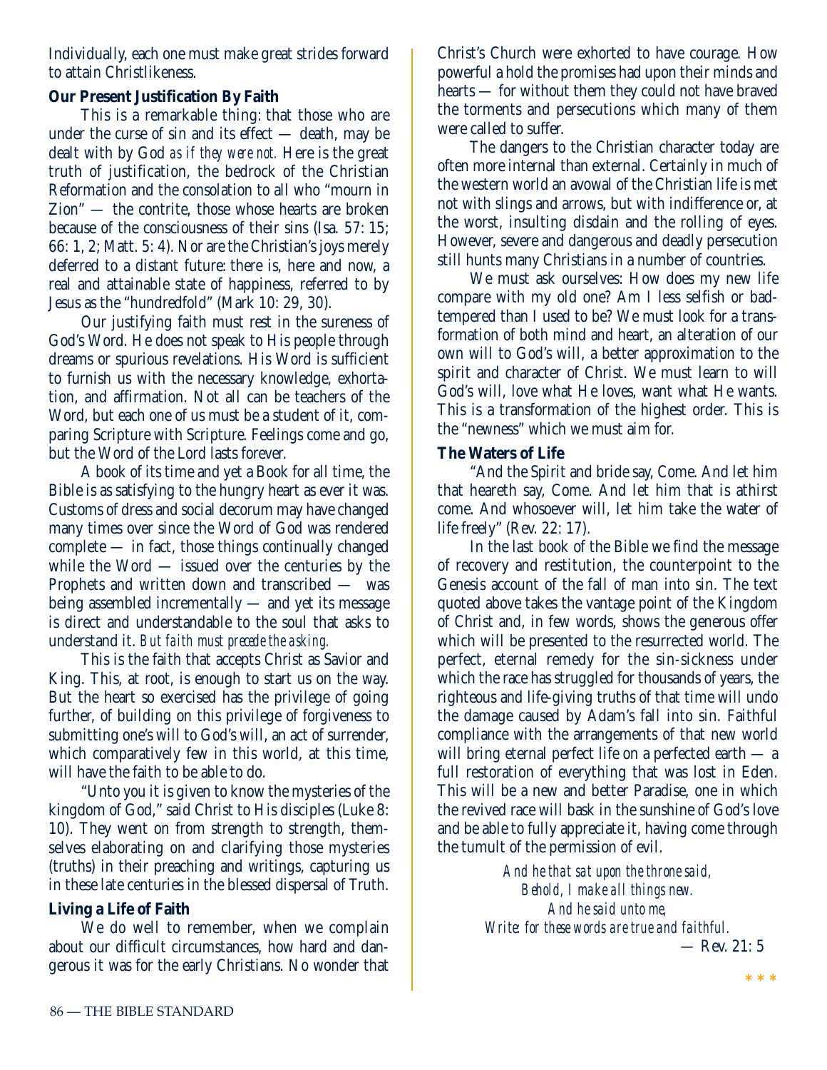Individually, each one must make great strides forward to attain Christlikeness.

**Our Present Justification By Faith**

This is a remarkable thing: that those who are under the curse of sin and its effect — death, may be dealt with by God *as if they were not.* Here is the great truth of justification, the bedrock of the Christian Reformation and the consolation to all who "mourn in Zion" — the contrite, those whose hearts are broken because of the consciousness of their sins (Isa. 57: 15; 66: 1, 2; Matt. 5: 4). Nor are the Christian's joys merely deferred to a distant future: there is, here and now, a real and attainable state of happiness, referred to by Jesus as the "hundredfold" (Mark 10: 29, 30).

Our justifying faith must rest in the sureness of God's Word. He does not speak to His people through dreams or spurious revelations. His Word is sufficient to furnish us with the necessary knowledge, exhortation, and affirmation. Not all can be teachers of the Word, but each one of us must be a student of it, comparing Scripture with Scripture. Feelings come and go, but the Word of the Lord lasts forever.

A book of its time and yet a Book for all time, the Bible is as satisfying to the hungry heart as ever it was. Customs of dress and social decorum may have changed many times over since the Word of God was rendered complete — in fact, those things continually changed while the Word — issued over the centuries by the Prophets and written down and transcribed — was being assembled incrementally — and yet its message is direct and understandable to the soul that asks to understand it. *But faith must precede the asking.*

This is the faith that accepts Christ as Savior and King. This, at root, is enough to start us on the way. But the heart so exercised has the privilege of going further, of building on this privilege of forgiveness to submitting one's will to God's will, an act of surrender, which comparatively few in this world, at this time, will have the faith to be able to do.

"Unto you it is given to know the mysteries of the kingdom of God," said Christ to His disciples (Luke 8: 10). They went on from strength to strength, themselves elaborating on and clarifying those mysteries (truths) in their preaching and writings, capturing us in these late centuries in the blessed dispersal of Truth.

**Living a Life of Faith**

We do well to remember, when we complain about our difficult circumstances, how hard and dangerous it was for the early Christians. No wonder that Christ's Church were exhorted to have courage. How powerful a hold the promises had upon their minds and hearts — for without them they could not have braved the torments and persecutions which many of them were called to suffer.

The dangers to the Christian character today are often more internal than external. Certainly in much of the western world an avowal of the Christian life is met not with slings and arrows, but with indifference or, at the worst, insulting disdain and the rolling of eyes. However, severe and dangerous and deadly persecution still hunts many Christians in a number of countries.

We must ask ourselves: How does my new life compare with my old one? Am I less selfish or bad-tempered than I used to be? We must look for a transformation of both mind and heart, an alteration of our own will to God's will, a better approximation to the spirit and character of Christ. We must learn to will God's will, love what He loves, want what He wants. This is a transformation of the highest order. This is the "newness" which we must aim for.

**The Waters of Life**

"And the Spirit and bride say, Come. And let him that heareth say, Come. And let him that is athirst come. And whosoever will, let him take the water of life freely" (Rev. 22: 17).

In the last book of the Bible we find the message of recovery and restitution, the counterpoint to the Genesis account of the fall of man into sin. The text quoted above takes the vantage point of the Kingdom of Christ and, in few words, shows the generous offer which will be presented to the resurrected world. The perfect, eternal remedy for the sin-sickness under which the race has struggled for thousands of years, the righteous and life-giving truths of that time will undo the damage caused by Adam's fall into sin. Faithful compliance with the arrangements of that new world will bring eternal perfect life on a perfected earth — a full restoration of everything that was lost in Eden. This will be a new and better Paradise, one in which the revived race will bask in the sunshine of God's love and be able to fully appreciate it, having come through the tumult of the permission of evil.

*And he that sat upon the throne said,*
*Behold, I make all things new.*
*And he said unto me,*
*Write: for these words are true and faithful.*
— Rev. 21: 5

* * *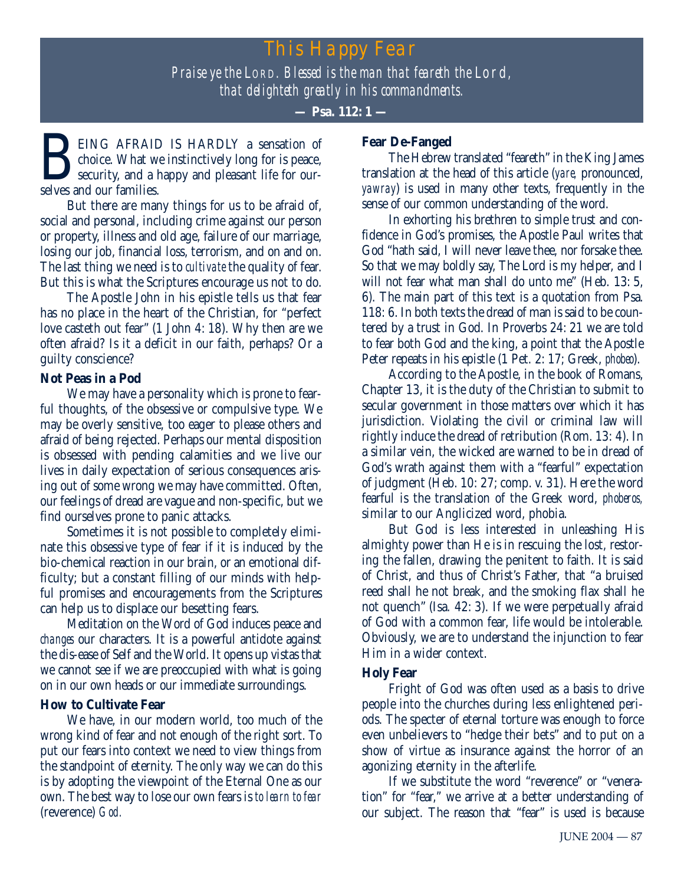# This Happy Fear

*Praise ye the* LORD*. Blessed is the man that feareth the Lord, that delighteth greatly in his commandments.*

**— Psa. 112: 1 —**

BEING AFRAID IS HARDLY a sensation of choice. What we instinctively long for is peace, security, and a happy and pleasant life for ourselves and our families.

But there are many things for us to be afraid of, social and personal, including crime against our person or property, illness and old age, failure of our marriage, losing our job, financial loss, terrorism, and on and on. The last thing we need is to *cultivate* the quality of fear. But this is what the Scriptures encourage us not to do.

The Apostle John in his epistle tells us that fear has no place in the heart of the Christian, for "perfect love casteth out fear" (1 John 4: 18). Why then are we often afraid? Is it a deficit in our faith, perhaps? Or a guilty conscience?

**Not Peas in a Pod**

We may have a personality which is prone to fearful thoughts, of the obsessive or compulsive type. We may be overly sensitive, too eager to please others and afraid of being rejected. Perhaps our mental disposition is obsessed with pending calamities and we live our lives in daily expectation of serious consequences arising out of some wrong we may have committed. Often, our feelings of dread are vague and non-specific, but we find ourselves prone to panic attacks.

Sometimes it is not possible to completely eliminate this obsessive type of fear if it is induced by the bio-chemical reaction in our brain, or an emotional difficulty; but a constant filling of our minds with helpful promises and encouragements from the Scriptures can help us to displace our besetting fears.

Meditation on the Word of God induces peace and *changes* our characters. It is a powerful antidote against the dis-ease of Self and the World. It opens up vistas that we cannot see if we are preoccupied with what is going on in our own heads or our immediate surroundings.

**How to Cultivate Fear**

We have, in our modern world, too much of the wrong kind of fear and not enough of the right sort. To put our fears into context we need to view things from the standpoint of eternity. The only way we can do this is by adopting the viewpoint of the Eternal One as our own. The best way to lose our own fears is *to learn to fear* (reverence) *God.*

**Fear De-Fanged**

The Hebrew translated "feareth" in the King James translation at the head of this article (*yare,* pronounced, *yawray*) is used in many other texts, frequently in the sense of our common understanding of the word.

In exhorting his brethren to simple trust and confidence in God's promises, the Apostle Paul writes that God "hath said, I will never leave thee, nor forsake thee. So that we may boldly say, The Lord is my helper, and I will not fear what man shall do unto me" (Heb. 13: 5, 6). The main part of this text is a quotation from Psa. 118: 6. In both texts the dread of man is said to be countered by a trust in God. In Proverbs 24: 21 we are told to fear both God and the king, a point that the Apostle Peter repeats in his epistle (1 Pet. 2: 17; Greek, *phobeo*).

According to the Apostle, in the book of Romans, Chapter 13, it is the duty of the Christian to submit to secular government in those matters over which it has jurisdiction. Violating the civil or criminal law will rightly induce the dread of retribution (Rom. 13: 4). In a similar vein, the wicked are warned to be in dread of God's wrath against them with a "fearful" expectation of judgment (Heb. 10: 27; comp. v. 31). Here the word fearful is the translation of the Greek word, *phoberos,* similar to our Anglicized word, phobia.

But God is less interested in unleashing His almighty power than He is in rescuing the lost, restoring the fallen, drawing the penitent to faith. It is said of Christ, and thus of Christ's Father, that "a bruised reed shall he not break, and the smoking flax shall he not quench" (Isa. 42: 3). If we were perpetually afraid of God with a common fear, life would be intolerable. Obviously, we are to understand the injunction to fear Him in a wider context.

**Holy Fear**

Fright of God was often used as a basis to drive people into the churches during less enlightened periods. The specter of eternal torture was enough to force even unbelievers to "hedge their bets" and to put on a show of virtue as insurance against the horror of an agonizing eternity in the afterlife.

If we substitute the word "reverence" or "veneration" for "fear," we arrive at a better understanding of our subject. The reason that "fear" is used is because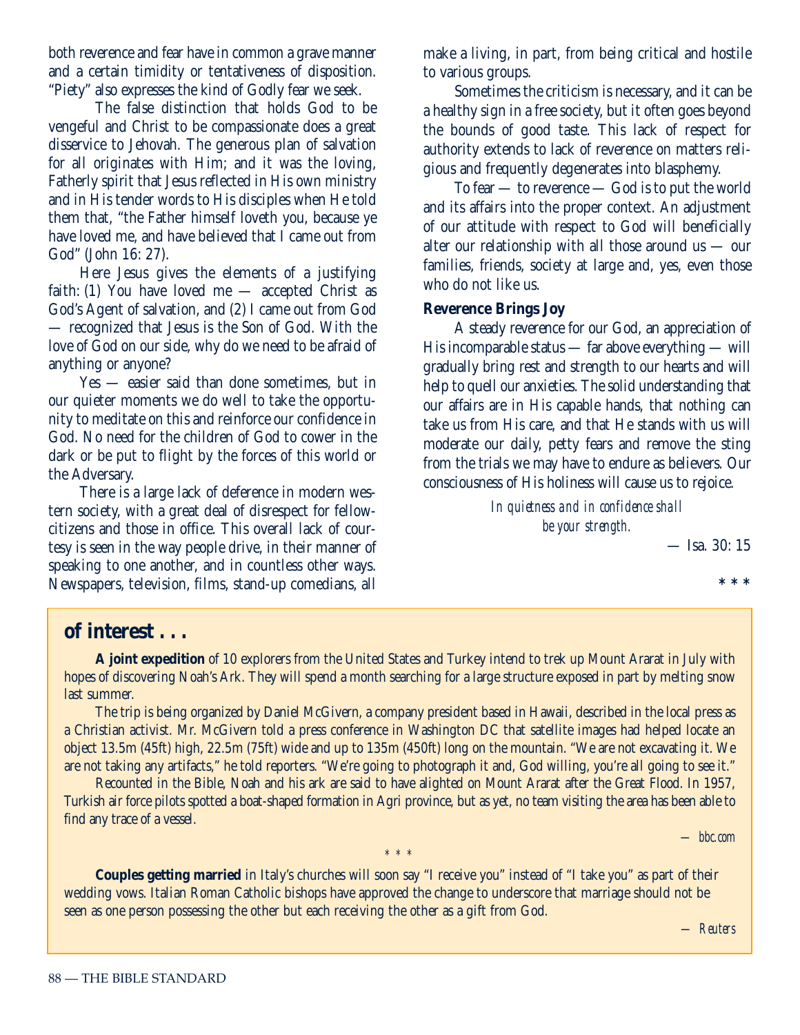both reverence and fear have in common a grave manner and a certain timidity or tentativeness of disposition. "Piety" also expresses the kind of Godly fear we seek.

The false distinction that holds God to be vengeful and Christ to be compassionate does a great disservice to Jehovah. The generous plan of salvation for all originates with Him; and it was the loving, Fatherly spirit that Jesus reflected in His own ministry and in His tender words to His disciples when He told them that, "the Father himself loveth you, because ye have loved me, and have believed that I came out from God" (John 16: 27).

Here Jesus gives the elements of a justifying faith: (1) You have loved me — accepted Christ as God's Agent of salvation, and (2) I came out from God — recognized that Jesus is the Son of God. With the love of God on our side, why do we need to be afraid of anything or anyone?

Yes — easier said than done sometimes, but in our quieter moments we do well to take the opportunity to meditate on this and reinforce our confidence in God. No need for the children of God to cower in the dark or be put to flight by the forces of this world or the Adversary.

There is a large lack of deference in modern western society, with a great deal of disrespect for fellow-citizens and those in office. This overall lack of courtesy is seen in the way people drive, in their manner of speaking to one another, and in countless other ways. Newspapers, television, films, stand-up comedians, all make a living, in part, from being critical and hostile to various groups.

Sometimes the criticism is necessary, and it can be a healthy sign in a free society, but it often goes beyond the bounds of good taste. This lack of respect for authority extends to lack of reverence on matters religious and frequently degenerates into blasphemy.

To fear — to reverence — God is to put the world and its affairs into the proper context. An adjustment of our attitude with respect to God will beneficially alter our relationship with all those around us — our families, friends, society at large and, yes, even those who do not like us.

**Reverence Brings Joy**

A steady reverence for our God, an appreciation of His incomparable status — far above everything — will gradually bring rest and strength to our hearts and will help to quell our anxieties. The solid understanding that our affairs are in His capable hands, that nothing can take us from His care, and that He stands with us will moderate our daily, petty fears and remove the sting from the trials we may have to endure as believers. Our consciousness of His holiness will cause us to rejoice.

*In quietness and in confidence shall be your strength.*

— Isa. 30: 15

* * *

## of interest . . .

**A joint expedition** of 10 explorers from the United States and Turkey intend to trek up Mount Ararat in July with hopes of discovering Noah's Ark. They will spend a month searching for a large structure exposed in part by melting snow last summer.

The trip is being organized by Daniel McGivern, a company president based in Hawaii, described in the local press as a Christian activist. Mr. McGivern told a press conference in Washington DC that satellite images had helped locate an object 13.5m (45ft) high, 22.5m (75ft) wide and up to 135m (450ft) long on the mountain. "We are not excavating it. We are not taking any artifacts," he told reporters. "We're going to photograph it and, God willing, you're all going to see it."

Recounted in the Bible, Noah and his ark are said to have alighted on Mount Ararat after the Great Flood. In 1957, Turkish air force pilots spotted a boat-shaped formation in Agri province, but as yet, no team visiting the area has been able to find any trace of a vessel.

*— bbc.com*

* * *

**Couples getting married** in Italy's churches will soon say "I receive you" instead of "I take you" as part of their wedding vows. Italian Roman Catholic bishops have approved the change to underscore that marriage should not be seen as one person possessing the other but each receiving the other as a gift from God.

*— Reuters*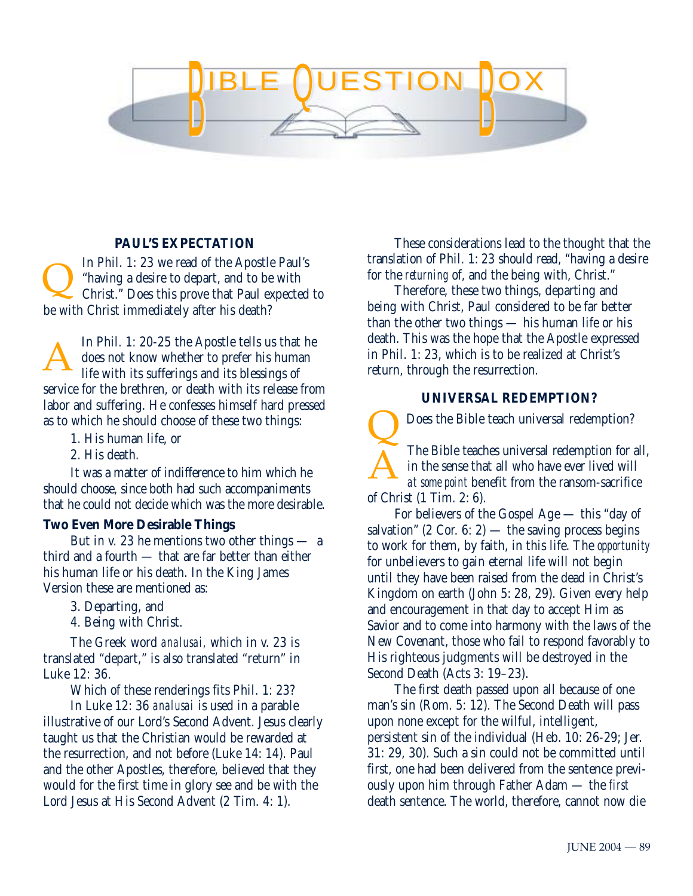# BIBLE QUESTION BOX

## PAUL'S EXPECTATION

**Q** In Phil. 1: 23 we read of the Apostle Paul's "having a desire to depart, and to be with Christ." Does this prove that Paul expected to be with Christ immediately after his death?

**A** In Phil. 1: 20-25 the Apostle tells us that he does not know whether to prefer his human life with its sufferings and its blessings of service for the brethren, or death with its release from labor and suffering. He confesses himself hard pressed as to which he should choose of these two things:

1. His human life, or
2. His death.

It was a matter of indifference to him which he should choose, since both had such accompaniments that he could not decide which was the more desirable.

**Two Even More Desirable Things**

But in v. 23 he mentions two other things — a third and a fourth — that are far better than either his human life or his death. In the King James Version these are mentioned as:

3. Departing, and
4. Being with Christ.

The Greek word *analusai,* which in v. 23 is translated "depart," is also translated "return" in Luke 12: 36.

Which of these renderings fits Phil. 1: 23?

In Luke 12: 36 *analusai* is used in a parable illustrative of our Lord's Second Advent. Jesus clearly taught us that the Christian would be rewarded at the resurrection, and not before (Luke 14: 14). Paul and the other Apostles, therefore, believed that they would for the first time in glory see and be with the Lord Jesus at His Second Advent (2 Tim. 4: 1).

These considerations lead to the thought that the translation of Phil. 1: 23 should read, "having a desire for the *returning* of, and the being with, Christ."

Therefore, these two things, departing and being with Christ, Paul considered to be far better than the other two things — his human life or his death. This was the hope that the Apostle expressed in Phil. 1: 23, which is to be realized at Christ's return, through the resurrection.

## UNIVERSAL REDEMPTION?

**Q** Does the Bible teach universal redemption?

**A** The Bible teaches universal redemption for all, in the sense that all who have ever lived will *at some point* benefit from the ransom-sacrifice of Christ (1 Tim. 2: 6).

For believers of the Gospel Age — this "day of salvation" (2 Cor. 6: 2) — the saving process begins to work for them, by faith, in this life. The *opportunity* for unbelievers to gain eternal life will not begin until they have been raised from the dead in Christ's Kingdom on earth (John 5: 28, 29). Given every help and encouragement in that day to accept Him as Savior and to come into harmony with the laws of the New Covenant, those who fail to respond favorably to His righteous judgments will be destroyed in the Second Death (Acts 3: 19–23).

The first death passed upon all because of one man's sin (Rom. 5: 12). The Second Death will pass upon none except for the wilful, intelligent, persistent sin of the individual (Heb. 10: 26-29; Jer. 31: 29, 30). Such a sin could not be committed until first, one had been delivered from the sentence previously upon him through Father Adam — the *first* death sentence. The world, therefore, cannot now die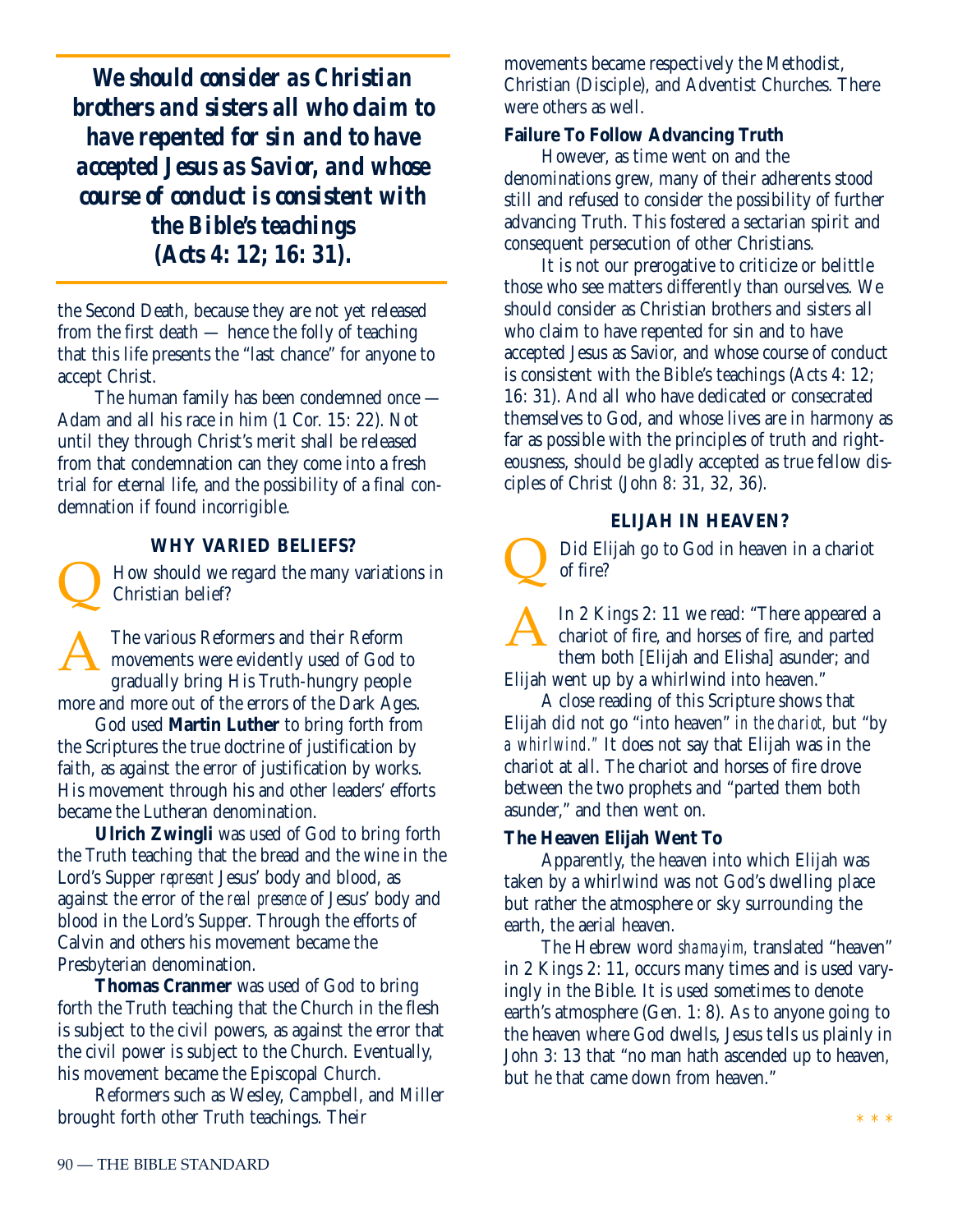> ***We should consider as Christian brothers and sisters all who claim to have repented for sin and to have accepted Jesus as Savior, and whose course of conduct is consistent with the Bible's teachings (Acts 4: 12; 16: 31).***

the Second Death, because they are not yet released from the first death — hence the folly of teaching that this life presents the "last chance" for anyone to accept Christ.

The human family has been condemned once — Adam and all his race in him (1 Cor. 15: 22). Not until they through Christ's merit shall be released from that condemnation can they come into a fresh trial for eternal life, and the possibility of a final condemnation if found incorrigible.

### WHY VARIED BELIEFS?

**Q** How should we regard the many variations in Christian belief?

**A** The various Reformers and their Reform movements were evidently used of God to gradually bring His Truth-hungry people more and more out of the errors of the Dark Ages.

God used **Martin Luther** to bring forth from the Scriptures the true doctrine of justification by faith, as against the error of justification by works. His movement through his and other leaders' efforts became the Lutheran denomination.

**Ulrich Zwingli** was used of God to bring forth the Truth teaching that the bread and the wine in the Lord's Supper *represent* Jesus' body and blood, as against the error of the *real presence* of Jesus' body and blood in the Lord's Supper. Through the efforts of Calvin and others his movement became the Presbyterian denomination.

**Thomas Cranmer** was used of God to bring forth the Truth teaching that the Church in the flesh is subject to the civil powers, as against the error that the civil power is subject to the Church. Eventually, his movement became the Episcopal Church.

Reformers such as Wesley, Campbell, and Miller brought forth other Truth teachings. Their movements became respectively the Methodist, Christian (Disciple), and Adventist Churches. There were others as well.

#### Failure To Follow Advancing Truth

However, as time went on and the denominations grew, many of their adherents stood still and refused to consider the possibility of further advancing Truth. This fostered a sectarian spirit and consequent persecution of other Christians.

It is not our prerogative to criticize or belittle those who see matters differently than ourselves. We should consider as Christian brothers and sisters all who claim to have repented for sin and to have accepted Jesus as Savior, and whose course of conduct is consistent with the Bible's teachings (Acts 4: 12; 16: 31). And all who have dedicated or consecrated themselves to God, and whose lives are in harmony as far as possible with the principles of truth and righteousness, should be gladly accepted as true fellow disciples of Christ (John 8: 31, 32, 36).

### ELIJAH IN HEAVEN?

**Q** Did Elijah go to God in heaven in a chariot of fire?

**A** In 2 Kings 2: 11 we read: "There appeared a chariot of fire, and horses of fire, and parted them both [Elijah and Elisha] asunder; and Elijah went up by a whirlwind into heaven."

A close reading of this Scripture shows that Elijah did not go "into heaven" *in the chariot,* but "by *a whirlwind."* It does not say that Elijah was in the chariot at all. The chariot and horses of fire drove between the two prophets and "parted them both asunder," and then went on.

#### The Heaven Elijah Went To

Apparently, the heaven into which Elijah was taken by a whirlwind was not God's dwelling place but rather the atmosphere or sky surrounding the earth, the aerial heaven.

The Hebrew word *shamayim,* translated "heaven" in 2 Kings 2: 11, occurs many times and is used varyingly in the Bible. It is used sometimes to denote earth's atmosphere (Gen. 1: 8). As to anyone going to the heaven where God dwells, Jesus tells us plainly in John 3: 13 that "no man hath ascended up to heaven, but he that came down from heaven."

\* \* \*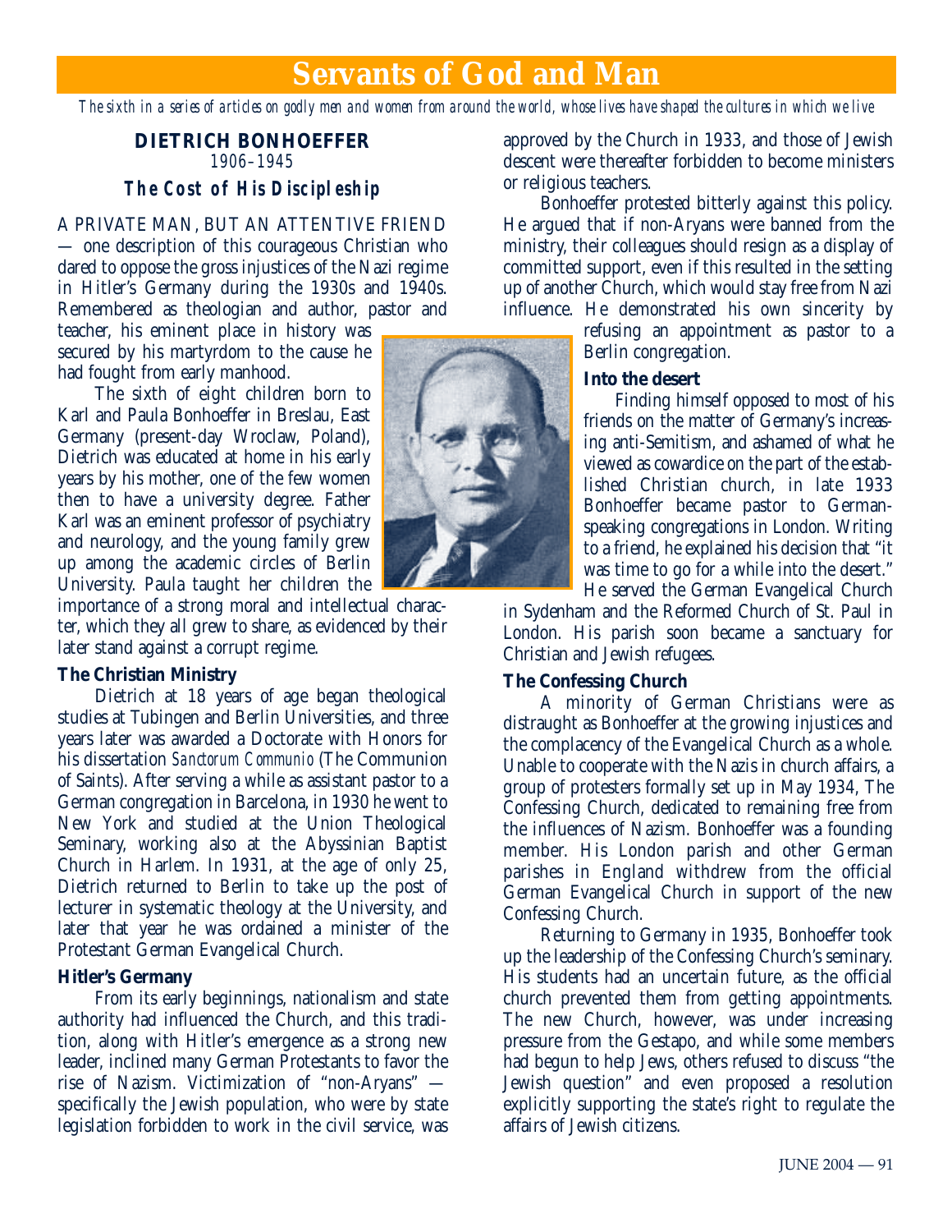# Servants of God and Man

*The sixth in a series of articles on godly men and women from around the world, whose lives have shaped the cultures in which we live*

## DIETRICH BONHOEFFER

*1906–1945*

### The Cost of His Discipleship

A PRIVATE MAN, BUT AN ATTENTIVE FRIEND — one description of this courageous Christian who dared to oppose the gross injustices of the Nazi regime in Hitler's Germany during the 1930s and 1940s. Remembered as theologian and author, pastor and teacher, his eminent place in history was secured by his martyrdom to the cause he had fought from early manhood.

The sixth of eight children born to Karl and Paula Bonhoeffer in Breslau, East Germany (present-day Wroclaw, Poland), Dietrich was educated at home in his early years by his mother, one of the few women then to have a university degree. Father Karl was an eminent professor of psychiatry and neurology, and the young family grew up among the academic circles of Berlin University. Paula taught her children the importance of a strong moral and intellectual character, which they all grew to share, as evidenced by their later stand against a corrupt regime.

**The Christian Ministry**

Dietrich at 18 years of age began theological studies at Tubingen and Berlin Universities, and three years later was awarded a Doctorate with Honors for his dissertation *Sanctorum Communio* (The Communion of Saints). After serving a while as assistant pastor to a German congregation in Barcelona, in 1930 he went to New York and studied at the Union Theological Seminary, working also at the Abyssinian Baptist Church in Harlem. In 1931, at the age of only 25, Dietrich returned to Berlin to take up the post of lecturer in systematic theology at the University, and later that year he was ordained a minister of the Protestant German Evangelical Church.

**Hitler's Germany**

From its early beginnings, nationalism and state authority had influenced the Church, and this tradition, along with Hitler's emergence as a strong new leader, inclined many German Protestants to favor the rise of Nazism. Victimization of "non-Aryans" — specifically the Jewish population, who were by state legislation forbidden to work in the civil service, was approved by the Church in 1933, and those of Jewish descent were thereafter forbidden to become ministers or religious teachers.

Bonhoeffer protested bitterly against this policy. He argued that if non-Aryans were banned from the ministry, their colleagues should resign as a display of committed support, even if this resulted in the setting up of another Church, which would stay free from Nazi influence. He demonstrated his own sincerity by refusing an appointment as pastor to a Berlin congregation.

**Into the desert**

Finding himself opposed to most of his friends on the matter of Germany's increasing anti-Semitism, and ashamed of what he viewed as cowardice on the part of the established Christian church, in late 1933 Bonhoeffer became pastor to German-speaking congregations in London. Writing to a friend, he explained his decision that "it was time to go for a while into the desert." He served the German Evangelical Church in Sydenham and the Reformed Church of St. Paul in London. His parish soon became a sanctuary for Christian and Jewish refugees.

**The Confessing Church**

A minority of German Christians were as distraught as Bonhoeffer at the growing injustices and the complacency of the Evangelical Church as a whole. Unable to cooperate with the Nazis in church affairs, a group of protesters formally set up in May 1934, The Confessing Church, dedicated to remaining free from the influences of Nazism. Bonhoeffer was a founding member. His London parish and other German parishes in England withdrew from the official German Evangelical Church in support of the new Confessing Church.

Returning to Germany in 1935, Bonhoeffer took up the leadership of the Confessing Church's seminary. His students had an uncertain future, as the official church prevented them from getting appointments. The new Church, however, was under increasing pressure from the Gestapo, and while some members had begun to help Jews, others refused to discuss "the Jewish question" and even proposed a resolution explicitly supporting the state's right to regulate the affairs of Jewish citizens.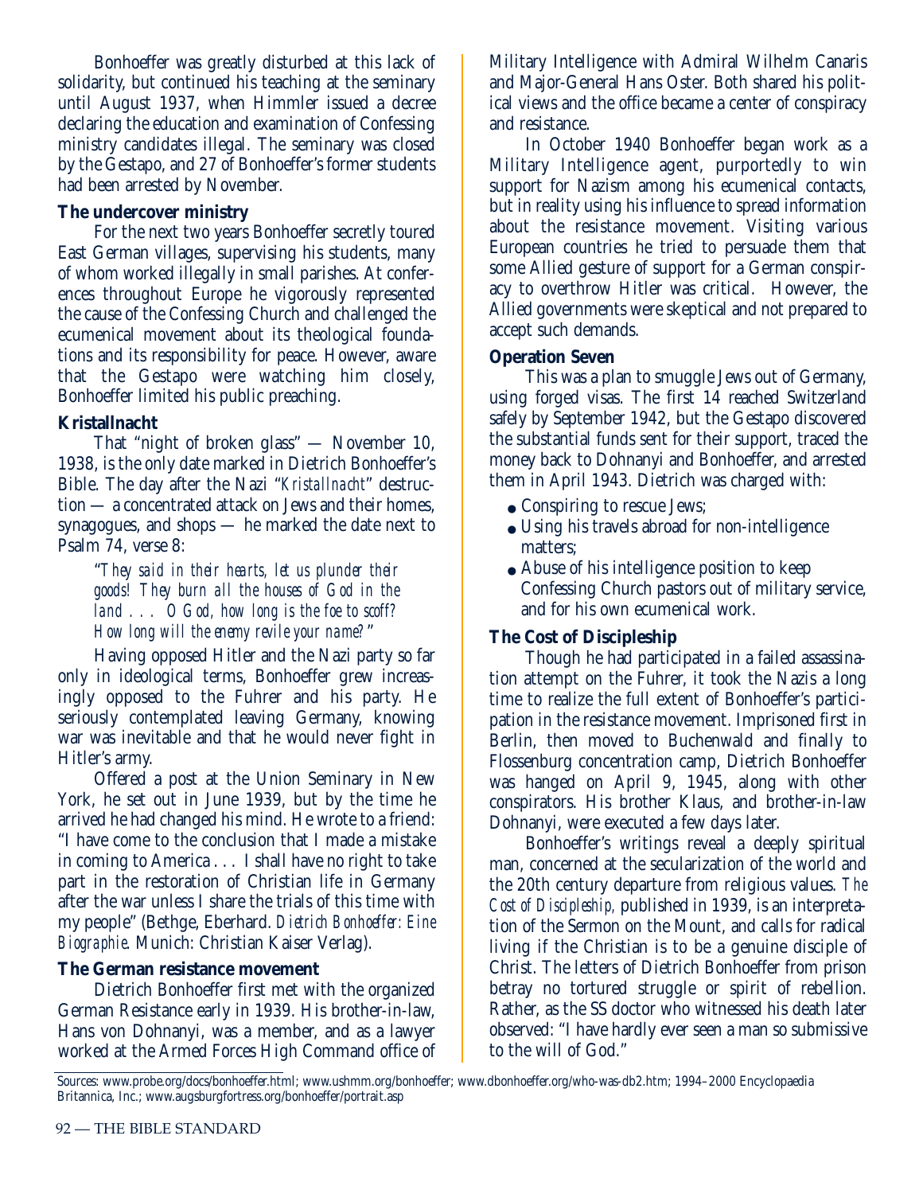Bonhoeffer was greatly disturbed at this lack of solidarity, but continued his teaching at the seminary until August 1937, when Himmler issued a decree declaring the education and examination of Confessing ministry candidates illegal. The seminary was closed by the Gestapo, and 27 of Bonhoeffer's former students had been arrested by November.

**The undercover ministry**

For the next two years Bonhoeffer secretly toured East German villages, supervising his students, many of whom worked illegally in small parishes. At conferences throughout Europe he vigorously represented the cause of the Confessing Church and challenged the ecumenical movement about its theological foundations and its responsibility for peace. However, aware that the Gestapo were watching him closely, Bonhoeffer limited his public preaching.

**Kristallnacht**

That "night of broken glass" — November 10, 1938, is the only date marked in Dietrich Bonhoeffer's Bible. The day after the Nazi "*Kristallnacht*" destruction — a concentrated attack on Jews and their homes, synagogues, and shops — he marked the date next to Psalm 74, verse 8:

> "*They said in their hearts, let us plunder their goods! They burn all the houses of God in the land . . . O God, how long is the foe to scoff? How long will the enemy revile your name?*"

Having opposed Hitler and the Nazi party so far only in ideological terms, Bonhoeffer grew increasingly opposed to the Fuhrer and his party. He seriously contemplated leaving Germany, knowing war was inevitable and that he would never fight in Hitler's army.

Offered a post at the Union Seminary in New York, he set out in June 1939, but by the time he arrived he had changed his mind. He wrote to a friend: "I have come to the conclusion that I made a mistake in coming to America . . . I shall have no right to take part in the restoration of Christian life in Germany after the war unless I share the trials of this time with my people" (Bethge, Eberhard. *Dietrich Bonhoeffer: Eine Biographie*. Munich: Christian Kaiser Verlag).

**The German resistance movement**

Dietrich Bonhoeffer first met with the organized German Resistance early in 1939. His brother-in-law, Hans von Dohnanyi, was a member, and as a lawyer worked at the Armed Forces High Command office of Military Intelligence with Admiral Wilhelm Canaris and Major-General Hans Oster. Both shared his political views and the office became a center of conspiracy and resistance.

In October 1940 Bonhoeffer began work as a Military Intelligence agent, purportedly to win support for Nazism among his ecumenical contacts, but in reality using his influence to spread information about the resistance movement. Visiting various European countries he tried to persuade them that some Allied gesture of support for a German conspiracy to overthrow Hitler was critical. However, the Allied governments were skeptical and not prepared to accept such demands.

**Operation Seven**

This was a plan to smuggle Jews out of Germany, using forged visas. The first 14 reached Switzerland safely by September 1942, but the Gestapo discovered the substantial funds sent for their support, traced the money back to Dohnanyi and Bonhoeffer, and arrested them in April 1943. Dietrich was charged with:

- Conspiring to rescue Jews;
- Using his travels abroad for non-intelligence matters;
- Abuse of his intelligence position to keep Confessing Church pastors out of military service, and for his own ecumenical work.

**The Cost of Discipleship**

Though he had participated in a failed assassination attempt on the Fuhrer, it took the Nazis a long time to realize the full extent of Bonhoeffer's participation in the resistance movement. Imprisoned first in Berlin, then moved to Buchenwald and finally to Flossenburg concentration camp, Dietrich Bonhoeffer was hanged on April 9, 1945, along with other conspirators. His brother Klaus, and brother-in-law Dohnanyi, were executed a few days later.

Bonhoeffer's writings reveal a deeply spiritual man, concerned at the secularization of the world and the 20th century departure from religious values. *The Cost of Discipleship,* published in 1939, is an interpretation of the Sermon on the Mount, and calls for radical living if the Christian is to be a genuine disciple of Christ. The letters of Dietrich Bonhoeffer from prison betray no tortured struggle or spirit of rebellion. Rather, as the SS doctor who witnessed his death later observed: "I have hardly ever seen a man so submissive to the will of God."

Sources: www.probe.org/docs/bonhoeffer.html; www.ushmm.org/bonhoeffer; www.dbonhoeffer.org/who-was-db2.htm; 1994–2000 Encyclopaedia Britannica, Inc.; www.augsburgfortress.org/bonhoeffer/portrait.asp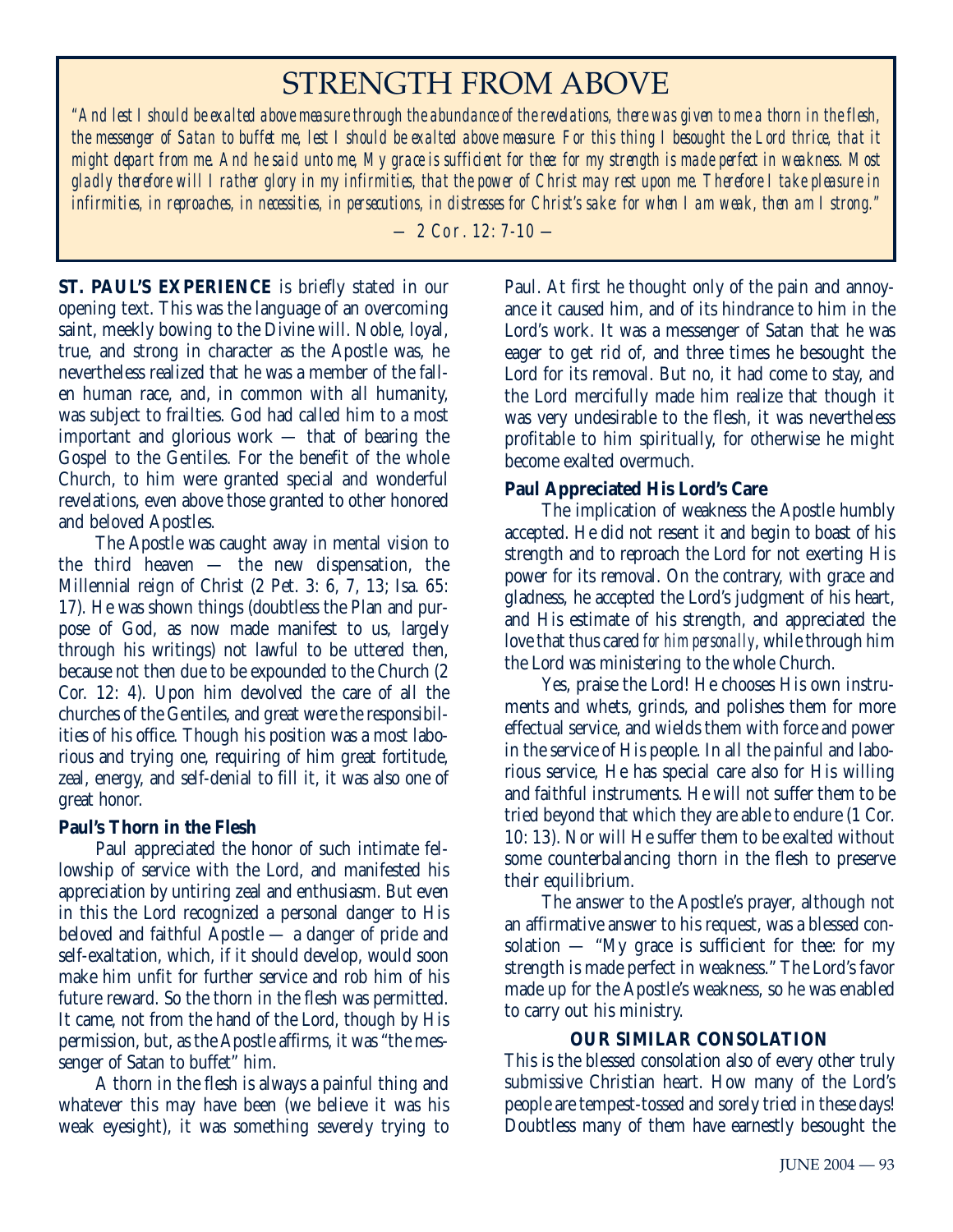# STRENGTH FROM ABOVE

*"And lest I should be exalted above measure through the abundance of the revelations, there was given to me a thorn in the flesh, the messenger of Satan to buffet me, lest I should be exalted above measure. For this thing I besought the Lord thrice, that it might depart from me. And he said unto me, My grace is sufficient for thee: for my strength is made perfect in weakness. Most gladly therefore will I rather glory in my infirmities, that the power of Christ may rest upon me. Therefore I take pleasure in infirmities, in reproaches, in necessities, in persecutions, in distresses for Christ's sake: for when I am weak, then am I strong."*

— 2 Cor. 12: 7-10 —

**ST. PAUL'S EXPERIENCE** is briefly stated in our opening text. This was the language of an overcoming saint, meekly bowing to the Divine will. Noble, loyal, true, and strong in character as the Apostle was, he nevertheless realized that he was a member of the fallen human race, and, in common with all humanity, was subject to frailties. God had called him to a most important and glorious work — that of bearing the Gospel to the Gentiles. For the benefit of the whole Church, to him were granted special and wonderful revelations, even above those granted to other honored and beloved Apostles.

The Apostle was caught away in mental vision to the third heaven — the new dispensation, the Millennial reign of Christ (2 Pet. 3: 6, 7, 13; Isa. 65: 17). He was shown things (doubtless the Plan and purpose of God, as now made manifest to us, largely through his writings) not lawful to be uttered then, because not then due to be expounded to the Church (2 Cor. 12: 4). Upon him devolved the care of all the churches of the Gentiles, and great were the responsibilities of his office. Though his position was a most laborious and trying one, requiring of him great fortitude, zeal, energy, and self-denial to fill it, it was also one of great honor.

**Paul's Thorn in the Flesh**

Paul appreciated the honor of such intimate fellowship of service with the Lord, and manifested his appreciation by untiring zeal and enthusiasm. But even in this the Lord recognized a personal danger to His beloved and faithful Apostle — a danger of pride and self-exaltation, which, if it should develop, would soon make him unfit for further service and rob him of his future reward. So the thorn in the flesh was permitted. It came, not from the hand of the Lord, though by His permission, but, as the Apostle affirms, it was "the messenger of Satan to buffet" him.

A thorn in the flesh is always a painful thing and whatever this may have been (we believe it was his weak eyesight), it was something severely trying to Paul. At first he thought only of the pain and annoyance it caused him, and of its hindrance to him in the Lord's work. It was a messenger of Satan that he was eager to get rid of, and three times he besought the Lord for its removal. But no, it had come to stay, and the Lord mercifully made him realize that though it was very undesirable to the flesh, it was nevertheless profitable to him spiritually, for otherwise he might become exalted overmuch.

**Paul Appreciated His Lord's Care**

The implication of weakness the Apostle humbly accepted. He did not resent it and begin to boast of his strength and to reproach the Lord for not exerting His power for its removal. On the contrary, with grace and gladness, he accepted the Lord's judgment of his heart, and His estimate of his strength, and appreciated the love that thus cared *for him personally*, while through him the Lord was ministering to the whole Church.

Yes, praise the Lord! He chooses His own instruments and whets, grinds, and polishes them for more effectual service, and wields them with force and power in the service of His people. In all the painful and laborious service, He has special care also for His willing and faithful instruments. He will not suffer them to be tried beyond that which they are able to endure (1 Cor. 10: 13). Nor will He suffer them to be exalted without some counterbalancing thorn in the flesh to preserve their equilibrium.

The answer to the Apostle's prayer, although not an affirmative answer to his request, was a blessed consolation — "My grace is sufficient for thee: for my strength is made perfect in weakness." The Lord's favor made up for the Apostle's weakness, so he was enabled to carry out his ministry.

## OUR SIMILAR CONSOLATION

This is the blessed consolation also of every other truly submissive Christian heart. How many of the Lord's people are tempest-tossed and sorely tried in these days! Doubtless many of them have earnestly besought the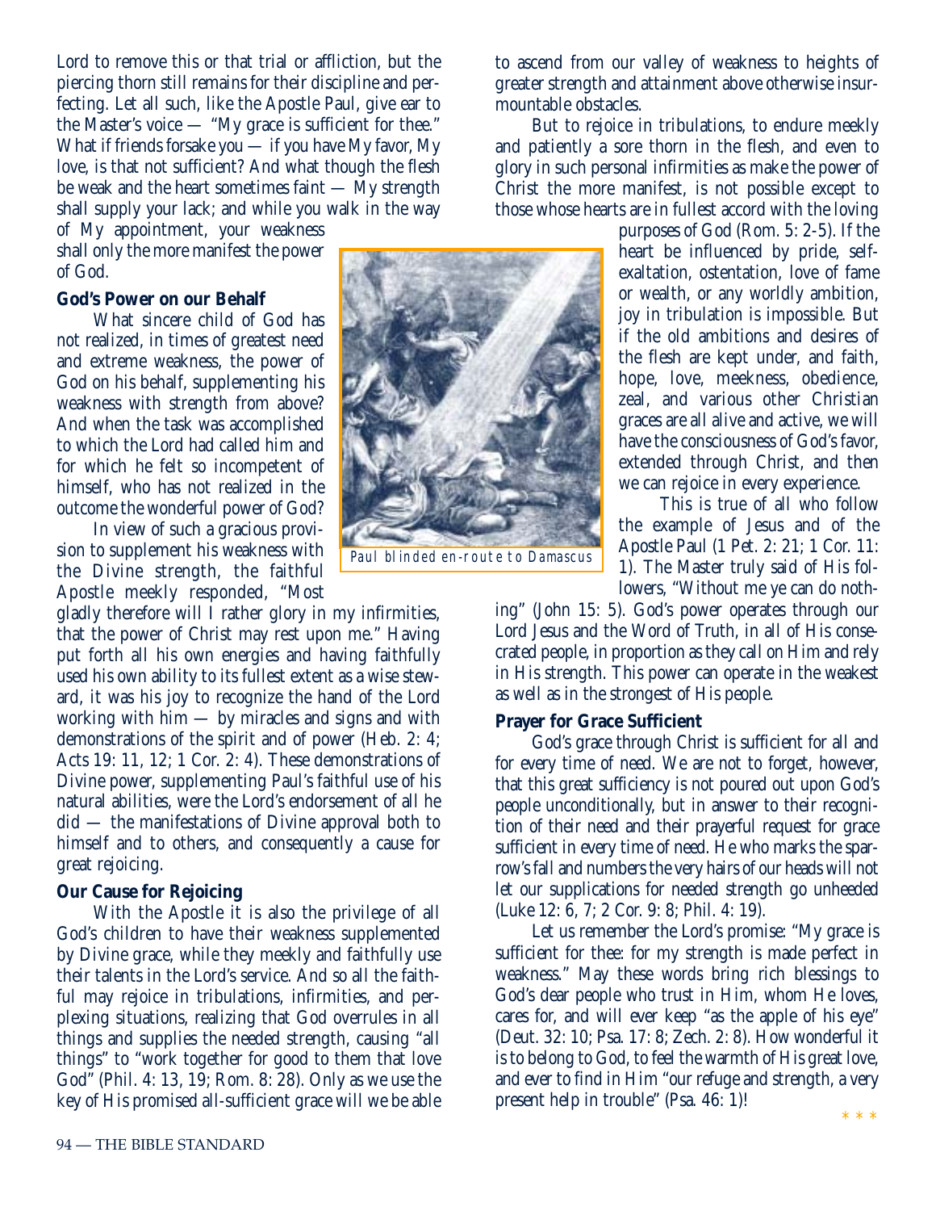Lord to remove this or that trial or affliction, but the piercing thorn still remains for their discipline and perfecting. Let all such, like the Apostle Paul, give ear to the Master's voice — "My grace is sufficient for thee." What if friends forsake you — if you have My favor, My love, is that not sufficient? And what though the flesh be weak and the heart sometimes faint — My strength shall supply your lack; and while you walk in the way of My appointment, your weakness shall only the more manifest the power of God.

**God's Power on our Behalf**

What sincere child of God has not realized, in times of greatest need and extreme weakness, the power of God on his behalf, supplementing his weakness with strength from above? And when the task was accomplished to which the Lord had called him and for which he felt so incompetent of himself, who has not realized in the outcome the wonderful power of God?

In view of such a gracious provision to supplement his weakness with the Divine strength, the faithful Apostle meekly responded, "Most gladly therefore will I rather glory in my infirmities, that the power of Christ may rest upon me." Having put forth all his own energies and having faithfully used his own ability to its fullest extent as a wise steward, it was his joy to recognize the hand of the Lord working with him — by miracles and signs and with demonstrations of the spirit and of power (Heb. 2: 4; Acts 19: 11, 12; 1 Cor. 2: 4). These demonstrations of Divine power, supplementing Paul's faithful use of his natural abilities, were the Lord's endorsement of all he did — the manifestations of Divine approval both to himself and to others, and consequently a cause for great rejoicing.

Paul blinded en-route to Damascus

**Our Cause for Rejoicing**

With the Apostle it is also the privilege of all God's children to have their weakness supplemented by Divine grace, while they meekly and faithfully use their talents in the Lord's service. And so all the faithful may rejoice in tribulations, infirmities, and perplexing situations, realizing that God overrules in all things and supplies the needed strength, causing "all things" to "work together for good to them that love God" (Phil. 4: 13, 19; Rom. 8: 28). Only as we use the key of His promised all-sufficient grace will we be able to ascend from our valley of weakness to heights of greater strength and attainment above otherwise insurmountable obstacles.

But to rejoice in tribulations, to endure meekly and patiently a sore thorn in the flesh, and even to glory in such personal infirmities as make the power of Christ the more manifest, is not possible except to those whose hearts are in fullest accord with the loving purposes of God (Rom. 5: 2-5). If the heart be influenced by pride, self-exaltation, ostentation, love of fame or wealth, or any worldly ambition, joy in tribulation is impossible. But if the old ambitions and desires of the flesh are kept under, and faith, hope, love, meekness, obedience, zeal, and various other Christian graces are all alive and active, we will have the consciousness of God's favor, extended through Christ, and then we can rejoice in every experience.

This is true of all who follow the example of Jesus and of the Apostle Paul (1 Pet. 2: 21; 1 Cor. 11: 1). The Master truly said of His followers, "Without me ye can do nothing" (John 15: 5). God's power operates through our Lord Jesus and the Word of Truth, in all of His consecrated people, in proportion as they call on Him and rely in His strength. This power can operate in the weakest as well as in the strongest of His people.

**Prayer for Grace Sufficient**

God's grace through Christ is sufficient for all and for every time of need. We are not to forget, however, that this great sufficiency is not poured out upon God's people unconditionally, but in answer to their recognition of their need and their prayerful request for grace sufficient in every time of need. He who marks the sparrow's fall and numbers the very hairs of our heads will not let our supplications for needed strength go unheeded (Luke 12: 6, 7; 2 Cor. 9: 8; Phil. 4: 19).

Let us remember the Lord's promise: "My grace is sufficient for thee: for my strength is made perfect in weakness." May these words bring rich blessings to God's dear people who trust in Him, whom He loves, cares for, and will ever keep "as the apple of his eye" (Deut. 32: 10; Psa. 17: 8; Zech. 2: 8). How wonderful it is to belong to God, to feel the warmth of His great love, and ever to find in Him "our refuge and strength, a very present help in trouble" (Psa. 46: 1)!

\* \* \*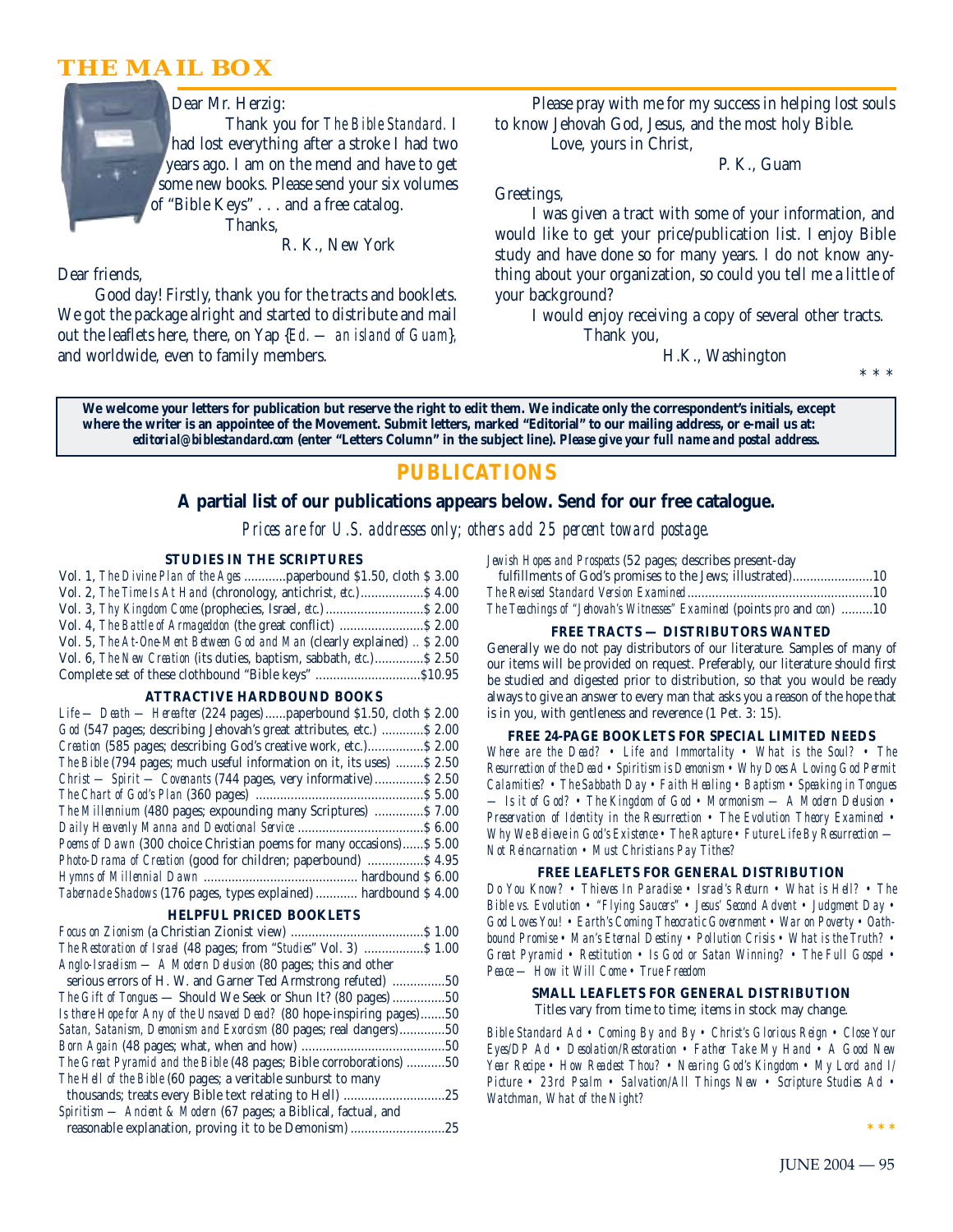# THE MAIL BOX

Dear Mr. Herzig:

Thank you for *The Bible Standard.* I had lost everything after a stroke I had two years ago. I am on the mend and have to get some new books. Please send your six volumes of "Bible Keys" . . . and a free catalog.

Thanks,

R. K., New York

Dear friends,

Good day! Firstly, thank you for the tracts and booklets. We got the package alright and started to distribute and mail out the leaflets here, there, on Yap {*Ed. — an island of Guam*}, and worldwide, even to family members.

Please pray with me for my success in helping lost souls to know Jehovah God, Jesus, and the most holy Bible.

Love, yours in Christ,

P. K., Guam

Greetings,

I was given a tract with some of your information, and would like to get your price/publication list. I enjoy Bible study and have done so for many years. I do not know anything about your organization, so could you tell me a little of your background?

I would enjoy receiving a copy of several other tracts.

Thank you,

H.K., Washington

\* \* \*

**We welcome your letters for publication but reserve the right to edit them. We indicate only the correspondent's initials, except where the writer is an appointee of the Movement. Submit letters, marked "Editorial" to our mailing address, or e-mail us at: *editorial@biblestandard.com* (enter "Letters Column" in the subject line). *Please give your full name and postal address.***

## PUBLICATIONS

### A partial list of our publications appears below. Send for our free catalogue.

*Prices are for U.S. addresses only; others add 25 percent toward postage.*

#### STUDIES IN THE SCRIPTURES

- Vol. 1, *The Divine Plan of the Ages* ............paperbound $1.50, cloth $ 3.00
- Vol. 2, *The Time Is At Hand* (chronology, antichrist, *etc.*)..................$ 4.00
- Vol. 3, *Thy Kingdom Come* (prophecies, Israel, *etc.*)............................$ 2.00
- Vol. 4, *The Battle of Armageddon* (the great conflict) ........................$ 2.00
- Vol. 5, *The At-One-Ment Between God and Man* (clearly explained) .. $ 2.00
- Vol. 6, *The New Creation* (its duties, baptism, sabbath, *etc.*)..............$ 2.50
- Complete set of these clothbound "Bible keys" ..............................$10.95

#### ATTRACTIVE HARDBOUND BOOKS

- *Life — Death — Hereafter* (224 pages)......paperbound $1.50, cloth $ 2.00
- *God* (547 pages; describing Jehovah's great attributes, etc.) ............$ 2.00
- *Creation* (585 pages; describing God's creative work, etc.)................$ 2.00
- *The Bible* (794 pages; much useful information on it, its uses) ........$ 2.50
- *Christ — Spirit — Covenants* (744 pages, very informative)..............$ 2.50
- *The Chart of God's Plan* (360 pages) ...............................................$ 5.00
- *The Millennium* (480 pages; expounding many Scriptures) ..............$ 7.00
- *Daily Heavenly Manna and Devotional Service* ....................................$ 6.00
- *Poems of Dawn* (300 choice Christian poems for many occasions)......$ 5.00
- *Photo-Drama of Creation* (good for children; paperbound) ................$ 4.95
- *Hymns of Millennial Dawn* ............................................ hardbound $ 6.00
- *Tabernacle Shadows* (176 pages, types explained)............ hardbound $ 4.00

#### HELPFUL PRICED BOOKLETS

- *Focus on Zionism* (a Christian Zionist view) ......................................$ 1.00
- *The Restoration of Israel* (48 pages; from "*Studies*" Vol. 3) .................$ 1.00
- *Anglo-Israelism — A Modern Delusion* (80 pages; this and other serious errors of H. W. and Garner Ted Armstrong refuted) ...............50
- *The Gift of Tongues* — Should We Seek or Shun It? (80 pages)...............50
- *Is there Hope for Any of the Unsaved Dead?* (80 hope-inspiring pages).......50
- *Satan, Satanism, Demonism and Exorcism* (80 pages; real dangers).............50
- *Born Again* (48 pages; what, when and how) ........................................50
- *The Great Pyramid and the Bible* (48 pages; Bible corroborations) ...........50
- *The Hell of the Bible* (60 pages; a veritable sunburst to many thousands; treats every Bible text relating to Hell) ............................25
- *Spiritism — Ancient & Modern* (67 pages; a Biblical, factual, and reasonable explanation, proving it to be Demonism)...........................25
- *Jewish Hopes and Prospects* (52 pages; describes present-day fulfillments of God's promises to the Jews; illustrated).......................10
- *The Revised Standard Version Examined*.....................................................10
- *The Teachings of "Jehovah's Witnesses" Examined* (points *pro* and *con*) .........10

#### FREE TRACTS — DISTRIBUTORS WANTED

Generally we do not pay distributors of our literature. Samples of many of our items will be provided on request. Preferably, our literature should first be studied and digested prior to distribution, so that you would be ready always to give an answer to every man that asks you a reason of the hope that is in you, with gentleness and reverence (1 Pet. 3: 15).

#### FREE 24-PAGE BOOKLETS FOR SPECIAL LIMITED NEEDS

*Where are the Dead? • Life and Immortality • What is the Soul? • The Resurrection of the Dead • Spiritism is Demonism • Why Does A Loving God Permit Calamities? • The Sabbath Day • Faith Healing • Baptism • Speaking in Tongues — Is it of God? • The Kingdom of God • Mormonism — A Modern Delusion • Preservation of Identity in the Resurrection • The Evolution Theory Examined • Why We Believe in God's Existence • The Rapture • Future Life By Resurrection — Not Reincarnation • Must Christians Pay Tithes?*

#### FREE LEAFLETS FOR GENERAL DISTRIBUTION

*Do You Know? • Thieves In Paradise • Israel's Return • What is Hell? • The Bible vs. Evolution • "Flying Saucers" • Jesus' Second Advent • Judgment Day • God Loves You! • Earth's Coming Theocratic Government • War on Poverty • Oath-bound Promise • Man's Eternal Destiny • Pollution Crisis • What is the Truth? • Great Pyramid • Restitution • Is God or Satan Winning? • The Full Gospel • Peace — How it Will Come • True Freedom*

#### SMALL LEAFLETS FOR GENERAL DISTRIBUTION

Titles vary from time to time; items in stock may change.

*Bible Standard Ad • Coming By and By • Christ's Glorious Reign • Close Your Eyes/DP Ad • Desolation/Restoration • Father Take My Hand • A Good New Year Recipe • How Readest Thou? • Nearing God's Kingdom • My Lord and I/ Picture • 23rd Psalm • Salvation/All Things New • Scripture Studies Ad • Watchman, What of the Night?*

\* \* \*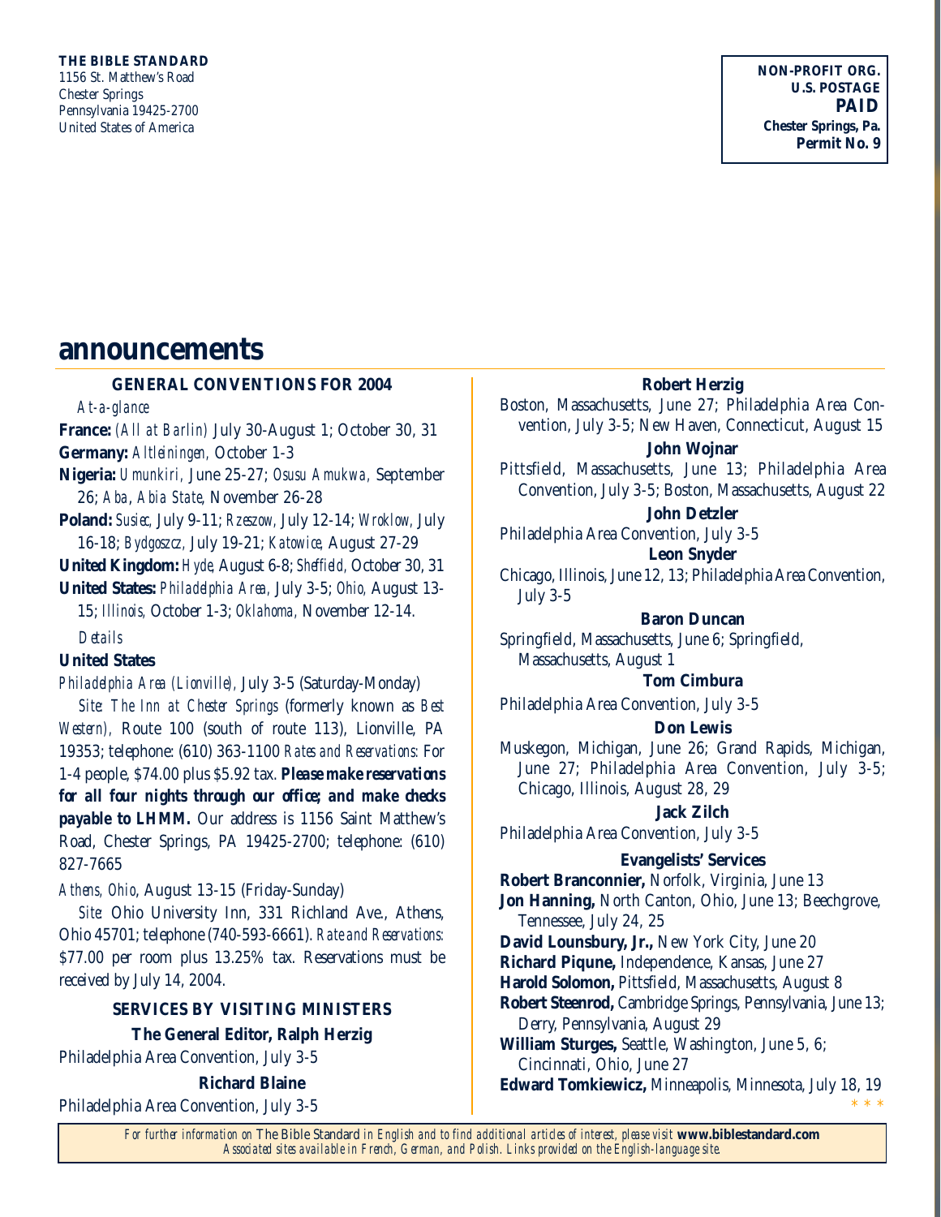**THE BIBLE STANDARD**
1156 St. Matthew's Road
Chester Springs
Pennsylvania 19425-2700
United States of America

**NON-PROFIT ORG.**
**U.S. POSTAGE**
**PAID**
**Chester Springs, Pa.**
**Permit No. 9**

# announcements

### GENERAL CONVENTIONS FOR 2004

*At-a-glance*

**France:** *(All at Barlin)* July 30-August 1; October 30, 31
**Germany:** *Altleiningen,* October 1-3
**Nigeria:** *Umunkiri,* June 25-27; *Osusu Amukwa,* September 26; *Aba, Abia State,* November 26-28
**Poland:** *Susiec,* July 9-11; *Rzeszow,* July 12-14; *Wroklow,* July 16-18; *Bydgoszcz,* July 19-21; *Katowice,* August 27-29
**United Kingdom:** *Hyde,* August 6-8; *Sheffield,* October 30, 31
**United States:** *Philadelphia Area,* July 3-5; *Ohio,* August 13-15; *Illinois,* October 1-3; *Oklahoma,* November 12-14.

*Details*

**United States**

*Philadelphia Area (Lionville),* July 3-5 (Saturday-Monday)

*Site:* *The Inn at Chester Springs* (formerly known as *Best Western),* Route 100 (south of route 113), Lionville, PA 19353; telephone: (610) 363-1100 *Rates and Reservations:* For 1-4 people, $74.00 plus $5.92 tax. ***Please make reservations for all four nights through our office; and make checks payable to LHMM.*** Our address is 1156 Saint Matthew's Road, Chester Springs, PA 19425-2700; telephone: (610) 827-7665

*Athens, Ohio,* August 13-15 (Friday-Sunday)

*Site:* Ohio University Inn, 331 Richland Ave., Athens, Ohio 45701; telephone (740-593-6661). *Rate and Reservations:* $77.00 per room plus 13.25% tax. Reservations must be received by July 14, 2004.

### SERVICES BY VISITING MINISTERS

**The General Editor, Ralph Herzig**
Philadelphia Area Convention, July 3-5

**Richard Blaine**
Philadelphia Area Convention, July 3-5

**Robert Herzig**
Boston, Massachusetts, June 27; Philadelphia Area Convention, July 3-5; New Haven, Connecticut, August 15

**John Wojnar**
Pittsfield, Massachusetts, June 13; Philadelphia Area Convention, July 3-5; Boston, Massachusetts, August 22

**John Detzler**
Philadelphia Area Convention, July 3-5

**Leon Snyder**
Chicago, Illinois, June 12, 13; Philadelphia Area Convention, July 3-5

**Baron Duncan**
Springfield, Massachusetts, June 6; Springfield, Massachusetts, August 1

**Tom Cimbura**
Philadelphia Area Convention, July 3-5

**Don Lewis**
Muskegon, Michigan, June 26; Grand Rapids, Michigan, June 27; Philadelphia Area Convention, July 3-5; Chicago, Illinois, August 28, 29

**Jack Zilch**
Philadelphia Area Convention, July 3-5

**Evangelists' Services**

**Robert Branconnier,** Norfolk, Virginia, June 13
**Jon Hanning,** North Canton, Ohio, June 13; Beechgrove, Tennessee, July 24, 25
**David Lounsbury, Jr.,** New York City, June 20
**Richard Piqune,** Independence, Kansas, June 27
**Harold Solomon,** Pittsfield, Massachusetts, August 8
**Robert Steenrod,** Cambridge Springs, Pennsylvania, June 13; Derry, Pennsylvania, August 29
**William Sturges,** Seattle, Washington, June 5, 6; Cincinnati, Ohio, June 27
**Edward Tomkiewicz,** Minneapolis, Minnesota, July 18, 19

* * *

*For further information on* The Bible Standard *in English and to find additional articles of interest, please visit* **www.biblestandard.com**
*Associated sites available in French, German, and Polish. Links provided on the English-language site.*